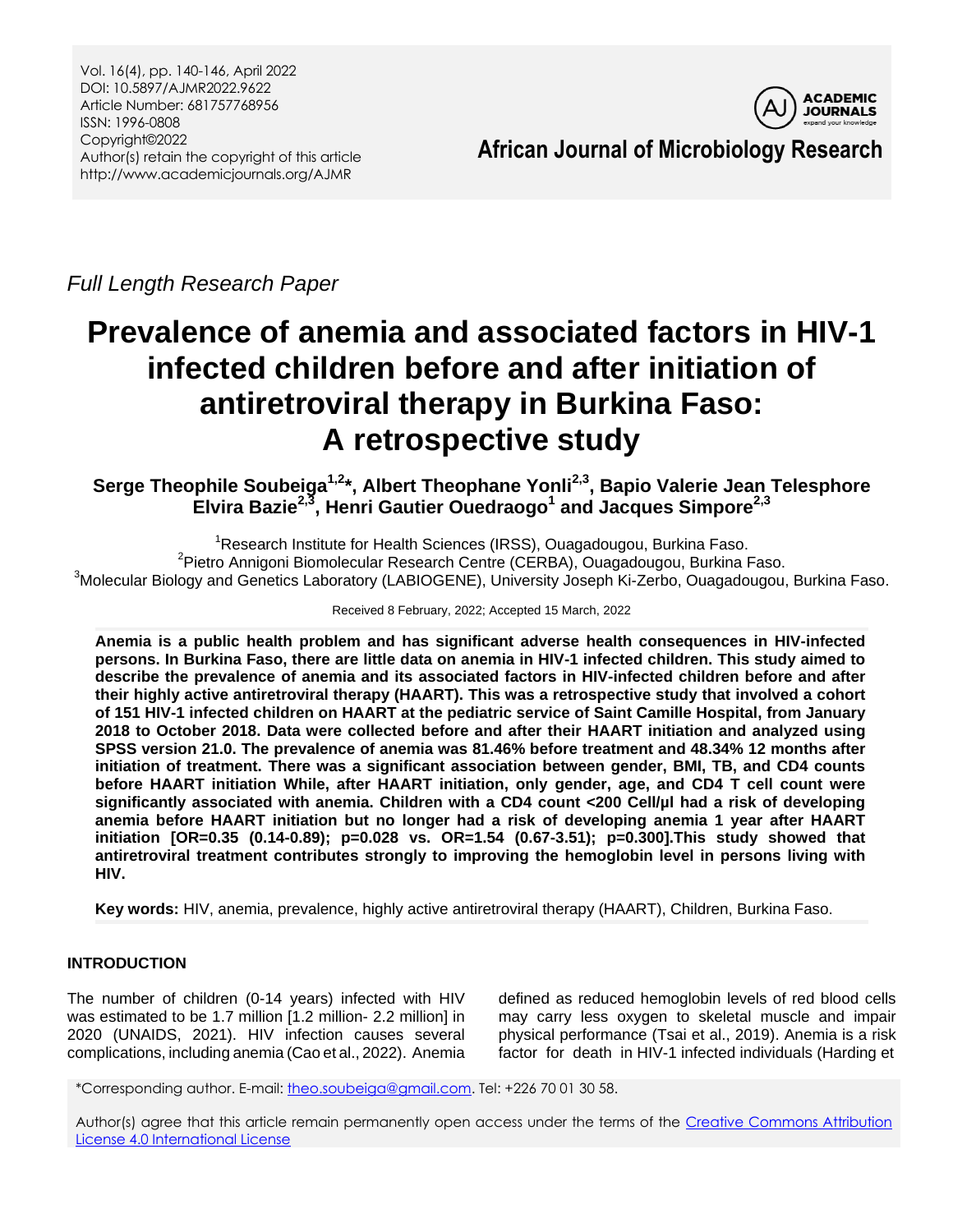Vol. 16(4), pp. 140-146, April 2022
DOI: 10.5897/AJMR2022.9622
Article Number: 681757768956
ISSN: 1996-0808
Copyright©2022
Author(s) retain the copyright of this article
http://www.academicjournals.org/AJMR

**African Journal of Microbiology Research**

*Full Length Research Paper*

# Prevalence of anemia and associated factors in HIV-1 infected children before and after initiation of antiretroviral therapy in Burkina Faso: A retrospective study

**Serge Theophile Soubeiga[1,2]*, Albert Theophane Yonli[2,3], Bapio Valerie Jean Telesphore Elvira Bazie[2,3], Henri Gautier Ouedraogo[1] and Jacques Simpore[2,3]**

[1]Research Institute for Health Sciences (IRSS), Ouagadougou, Burkina Faso.
[2]Pietro Annigoni Biomolecular Research Centre (CERBA), Ouagadougou, Burkina Faso.
[3]Molecular Biology and Genetics Laboratory (LABIOGENE), University Joseph Ki-Zerbo, Ouagadougou, Burkina Faso.

Received 8 February, 2022; Accepted 15 March, 2022

**Anemia is a public health problem and has significant adverse health consequences in HIV-infected persons. In Burkina Faso, there are little data on anemia in HIV-1 infected children. This study aimed to describe the prevalence of anemia and its associated factors in HIV-infected children before and after their highly active antiretroviral therapy (HAART). This was a retrospective study that involved a cohort of 151 HIV-1 infected children on HAART at the pediatric service of Saint Camille Hospital, from January 2018 to October 2018. Data were collected before and after their HAART initiation and analyzed using SPSS version 21.0. The prevalence of anemia was 81.46% before treatment and 48.34% 12 months after initiation of treatment. There was a significant association between gender, BMI, TB, and CD4 counts before HAART initiation While, after HAART initiation, only gender, age, and CD4 T cell count were significantly associated with anemia. Children with a CD4 count <200 Cell/µl had a risk of developing anemia before HAART initiation but no longer had a risk of developing anemia 1 year after HAART initiation [OR=0.35 (0.14-0.89); p=0.028 vs. OR=1.54 (0.67-3.51); p=0.300].This study showed that antiretroviral treatment contributes strongly to improving the hemoglobin level in persons living with HIV.**

**Key words:** HIV, anemia, prevalence, highly active antiretroviral therapy (HAART), Children, Burkina Faso.

## INTRODUCTION

The number of children (0-14 years) infected with HIV was estimated to be 1.7 million [1.2 million- 2.2 million] in 2020 (UNAIDS, 2021). HIV infection causes several complications, including anemia (Cao et al., 2022). Anemia defined as reduced hemoglobin levels of red blood cells may carry less oxygen to skeletal muscle and impair physical performance (Tsai et al., 2019). Anemia is a risk factor for death in HIV-1 infected individuals (Harding et

*Corresponding author. E-mail: theo.soubeiga@gmail.com. Tel: +226 70 01 30 58.

Author(s) agree that this article remain permanently open access under the terms of the Creative Commons Attribution License 4.0 International License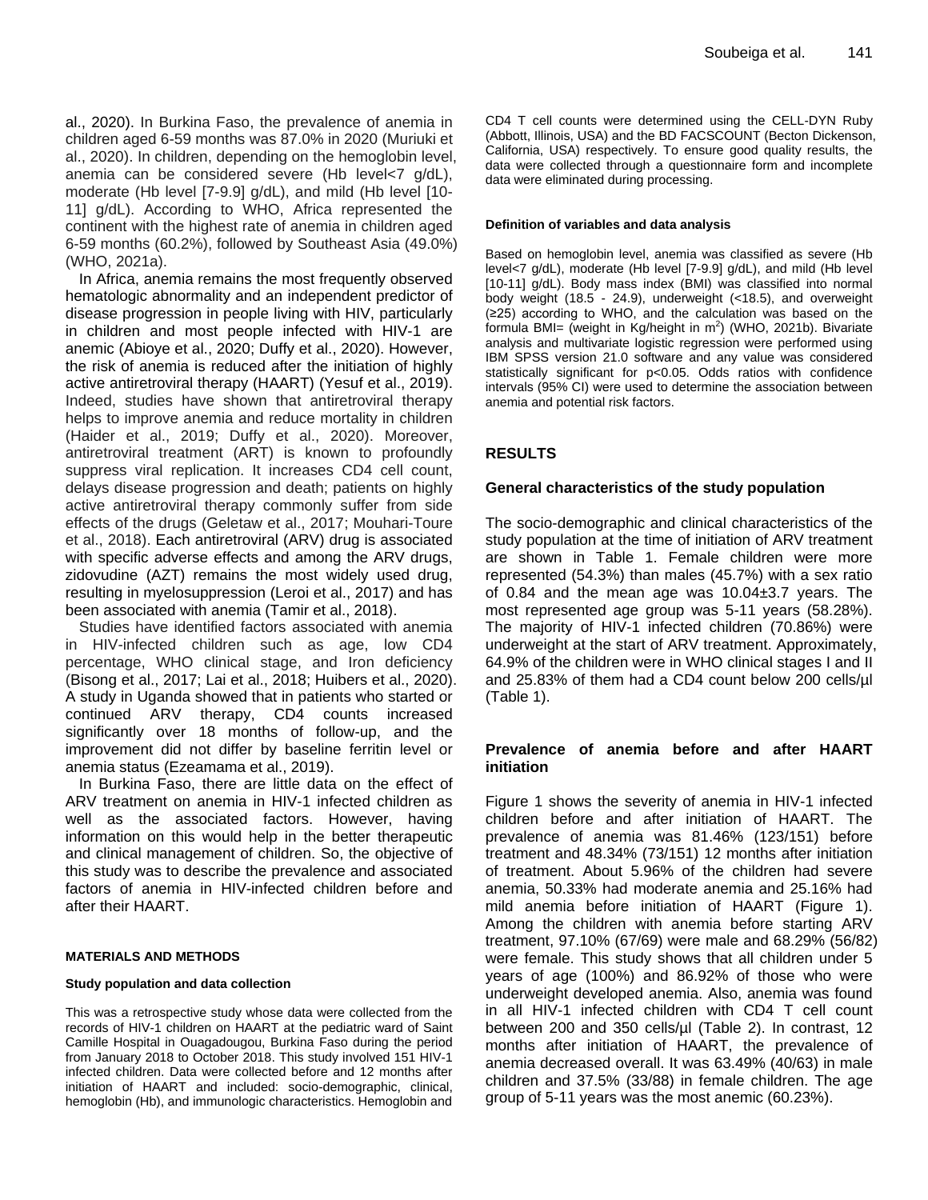al., 2020). In Burkina Faso, the prevalence of anemia in children aged 6-59 months was 87.0% in 2020 (Muriuki et al., 2020). In children, depending on the hemoglobin level, anemia can be considered severe (Hb level<7 g/dL), moderate (Hb level [7-9.9] g/dL), and mild (Hb level [10-11] g/dL). According to WHO, Africa represented the continent with the highest rate of anemia in children aged 6-59 months (60.2%), followed by Southeast Asia (49.0%) (WHO, 2021a).

In Africa, anemia remains the most frequently observed hematologic abnormality and an independent predictor of disease progression in people living with HIV, particularly in children and most people infected with HIV-1 are anemic (Abioye et al., 2020; Duffy et al., 2020). However, the risk of anemia is reduced after the initiation of highly active antiretroviral therapy (HAART) (Yesuf et al., 2019). Indeed, studies have shown that antiretroviral therapy helps to improve anemia and reduce mortality in children (Haider et al., 2019; Duffy et al., 2020). Moreover, antiretroviral treatment (ART) is known to profoundly suppress viral replication. It increases CD4 cell count, delays disease progression and death; patients on highly active antiretroviral therapy commonly suffer from side effects of the drugs (Geletaw et al., 2017; Mouhari-Toure et al., 2018). Each antiretroviral (ARV) drug is associated with specific adverse effects and among the ARV drugs, zidovudine (AZT) remains the most widely used drug, resulting in myelosuppression (Leroi et al., 2017) and has been associated with anemia (Tamir et al., 2018).

Studies have identified factors associated with anemia in HIV-infected children such as age, low CD4 percentage, WHO clinical stage, and Iron deficiency (Bisong et al., 2017; Lai et al., 2018; Huibers et al., 2020). A study in Uganda showed that in patients who started or continued ARV therapy, CD4 counts increased significantly over 18 months of follow-up, and the improvement did not differ by baseline ferritin level or anemia status (Ezeamama et al., 2019).

In Burkina Faso, there are little data on the effect of ARV treatment on anemia in HIV-1 infected children as well as the associated factors. However, having information on this would help in the better therapeutic and clinical management of children. So, the objective of this study was to describe the prevalence and associated factors of anemia in HIV-infected children before and after their HAART.

## MATERIALS AND METHODS

### Study population and data collection

This was a retrospective study whose data were collected from the records of HIV-1 children on HAART at the pediatric ward of Saint Camille Hospital in Ouagadougou, Burkina Faso during the period from January 2018 to October 2018. This study involved 151 HIV-1 infected children. Data were collected before and 12 months after initiation of HAART and included: socio-demographic, clinical, hemoglobin (Hb), and immunologic characteristics. Hemoglobin and CD4 T cell counts were determined using the CELL-DYN Ruby (Abbott, Illinois, USA) and the BD FACSCOUNT (Becton Dickenson, California, USA) respectively. To ensure good quality results, the data were collected through a questionnaire form and incomplete data were eliminated during processing.

### Definition of variables and data analysis

Based on hemoglobin level, anemia was classified as severe (Hb level<7 g/dL), moderate (Hb level [7-9.9] g/dL), and mild (Hb level [10-11] g/dL). Body mass index (BMI) was classified into normal body weight (18.5 - 24.9), underweight (<18.5), and overweight (≥25) according to WHO, and the calculation was based on the formula BMI= (weight in Kg/height in $m^2$) (WHO, 2021b). Bivariate analysis and multivariate logistic regression were performed using IBM SPSS version 21.0 software and any value was considered statistically significant for $p<0.05$. Odds ratios with confidence intervals (95% CI) were used to determine the association between anemia and potential risk factors.

## RESULTS

### General characteristics of the study population

The socio-demographic and clinical characteristics of the study population at the time of initiation of ARV treatment are shown in Table 1. Female children were more represented (54.3%) than males (45.7%) with a sex ratio of 0.84 and the mean age was 10.04±3.7 years. The most represented age group was 5-11 years (58.28%). The majority of HIV-1 infected children (70.86%) were underweight at the start of ARV treatment. Approximately, 64.9% of the children were in WHO clinical stages I and II and 25.83% of them had a CD4 count below 200 cells/µl (Table 1).

### Prevalence of anemia before and after HAART initiation

Figure 1 shows the severity of anemia in HIV-1 infected children before and after initiation of HAART. The prevalence of anemia was 81.46% (123/151) before treatment and 48.34% (73/151) 12 months after initiation of treatment. About 5.96% of the children had severe anemia, 50.33% had moderate anemia and 25.16% had mild anemia before initiation of HAART (Figure 1). Among the children with anemia before starting ARV treatment, 97.10% (67/69) were male and 68.29% (56/82) were female. This study shows that all children under 5 years of age (100%) and 86.92% of those who were underweight developed anemia. Also, anemia was found in all HIV-1 infected children with CD4 T cell count between 200 and 350 cells/µl (Table 2). In contrast, 12 months after initiation of HAART, the prevalence of anemia decreased overall. It was 63.49% (40/63) in male children and 37.5% (33/88) in female children. The age group of 5-11 years was the most anemic (60.23%).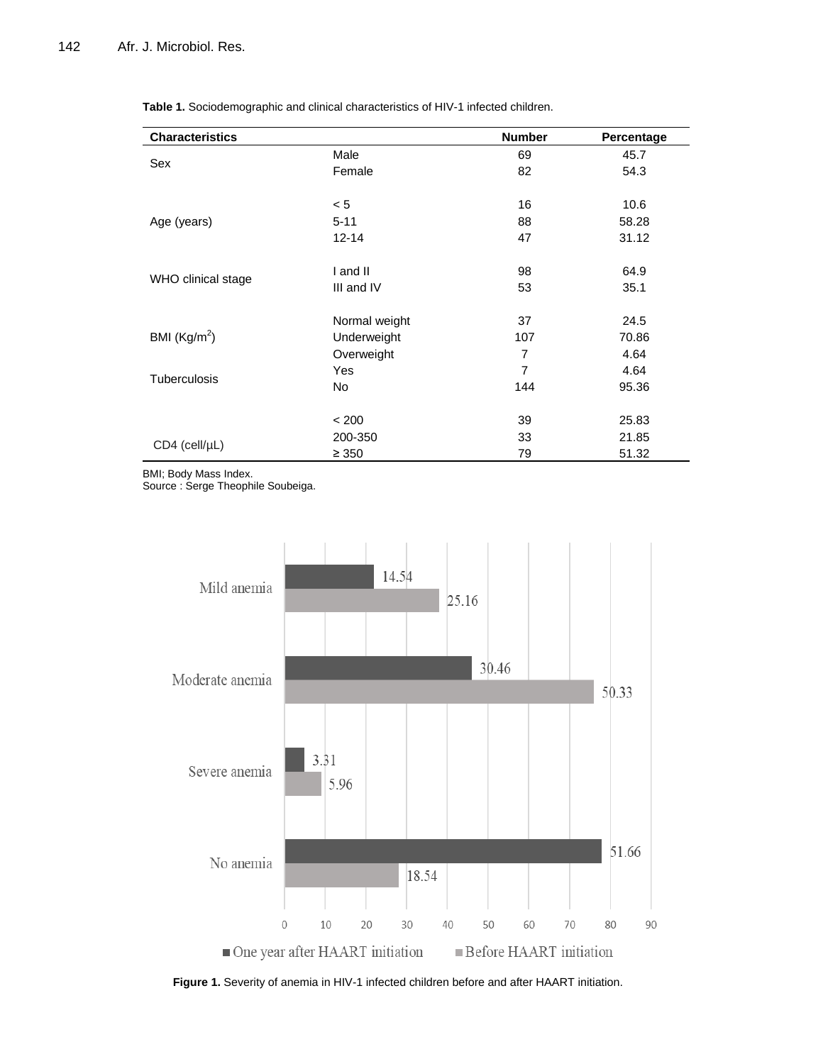**Table 1.** Sociodemographic and clinical characteristics of HIV-1 infected children.

| Characteristics | | Number | Percentage |
|---|---|---|---|
| Sex | Male | 69 | 45.7 |
| | Female | 82 | 54.3 |
| Age (years) | < 5 | 16 | 10.6 |
| | 5-11 | 88 | 58.28 |
| | 12-14 | 47 | 31.12 |
| WHO clinical stage | I and II | 98 | 64.9 |
| | III and IV | 53 | 35.1 |
| BMI ($Kg/m^2$) | Normal weight | 37 | 24.5 |
| | Underweight | 107 | 70.86 |
| | Overweight | 7 | 4.64 |
| Tuberculosis | Yes | 7 | 4.64 |
| | No | 144 | 95.36 |
| CD4 (cell/µL) | < 200 | 39 | 25.83 |
| | 200-350 | 33 | 21.85 |
| | ≥ 350 | 79 | 51.32 |

BMI; Body Mass Index.
Source : Serge Theophile Soubeiga.

Mild anemia
14.54
25.16
Moderate anemia
30.46
50.33
Severe anemia
3.31
5.96
No anemia
51.66
18.54
0 10 20 30 40 50 60 70 80 90
■ One year after HAART initiation ■ Before HAART initiation

**Figure 1.** Severity of anemia in HIV-1 infected children before and after HAART initiation.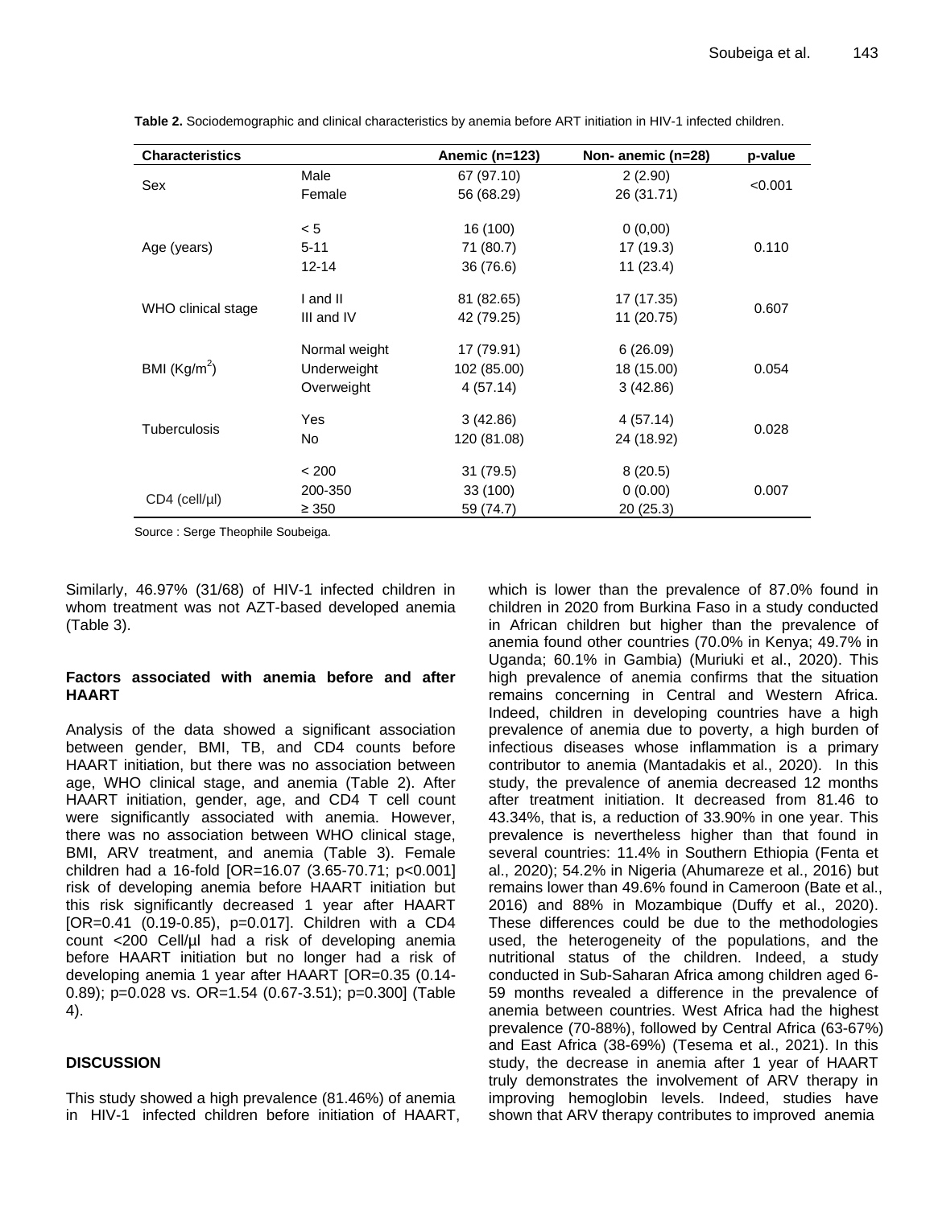**Table 2.** Sociodemographic and clinical characteristics by anemia before ART initiation in HIV-1 infected children.

| Characteristics | | Anemic (n=123) | Non- anemic (n=28) | p-value |
|---|---|---|---|---|
| Sex | Male | 67 (97.10) | 2 (2.90) | <0.001 |
| | Female | 56 (68.29) | 26 (31.71) | |
| Age (years) | < 5 | 16 (100) | 0 (0,00) | 0.110 |
| | 5-11 | 71 (80.7) | 17 (19.3) | |
| | 12-14 | 36 (76.6) | 11 (23.4) | |
| WHO clinical stage | I and II | 81 (82.65) | 17 (17.35) | 0.607 |
| | III and IV | 42 (79.25) | 11 (20.75) | |
| BMI ($Kg/m^2$) | Normal weight | 17 (79.91) | 6 (26.09) | 0.054 |
| | Underweight | 102 (85.00) | 18 (15.00) | |
| | Overweight | 4 (57.14) | 3 (42.86) | |
| Tuberculosis | Yes | 3 (42.86) | 4 (57.14) | 0.028 |
| | No | 120 (81.08) | 24 (18.92) | |
| CD4 (cell/µl) | < 200 | 31 (79.5) | 8 (20.5) | 0.007 |
| | 200-350 | 33 (100) | 0 (0.00) | |
| | ≥ 350 | 59 (74.7) | 20 (25.3) | |

Source : Serge Theophile Soubeiga.

Similarly, 46.97% (31/68) of HIV-1 infected children in whom treatment was not AZT-based developed anemia (Table 3).

### Factors associated with anemia before and after HAART

Analysis of the data showed a significant association between gender, BMI, TB, and CD4 counts before HAART initiation, but there was no association between age, WHO clinical stage, and anemia (Table 2). After HAART initiation, gender, age, and CD4 T cell count were significantly associated with anemia. However, there was no association between WHO clinical stage, BMI, ARV treatment, and anemia (Table 3). Female children had a 16-fold [OR=16.07 (3.65-70.71; p<0.001] risk of developing anemia before HAART initiation but this risk significantly decreased 1 year after HAART [OR=0.41 (0.19-0.85), p=0.017]. Children with a CD4 count <200 Cell/µl had a risk of developing anemia before HAART initiation but no longer had a risk of developing anemia 1 year after HAART [OR=0.35 (0.14-0.89); p=0.028 vs. OR=1.54 (0.67-3.51); p=0.300] (Table 4).

## DISCUSSION

This study showed a high prevalence (81.46%) of anemia in HIV-1 infected children before initiation of HAART, which is lower than the prevalence of 87.0% found in children in 2020 from Burkina Faso in a study conducted in African children but higher than the prevalence of anemia found other countries (70.0% in Kenya; 49.7% in Uganda; 60.1% in Gambia) (Muriuki et al., 2020). This high prevalence of anemia confirms that the situation remains concerning in Central and Western Africa. Indeed, children in developing countries have a high prevalence of anemia due to poverty, a high burden of infectious diseases whose inflammation is a primary contributor to anemia (Mantadakis et al., 2020). In this study, the prevalence of anemia decreased 12 months after treatment initiation. It decreased from 81.46 to 43.34%, that is, a reduction of 33.90% in one year. This prevalence is nevertheless higher than that found in several countries: 11.4% in Southern Ethiopia (Fenta et al., 2020); 54.2% in Nigeria (Ahumareze et al., 2016) but remains lower than 49.6% found in Cameroon (Bate et al., 2016) and 88% in Mozambique (Duffy et al., 2020). These differences could be due to the methodologies used, the heterogeneity of the populations, and the nutritional status of the children. Indeed, a study conducted in Sub-Saharan Africa among children aged 6-59 months revealed a difference in the prevalence of anemia between countries. West Africa had the highest prevalence (70-88%), followed by Central Africa (63-67%) and East Africa (38-69%) (Tesema et al., 2021). In this study, the decrease in anemia after 1 year of HAART truly demonstrates the involvement of ARV therapy in improving hemoglobin levels. Indeed, studies have shown that ARV therapy contributes to improved anemia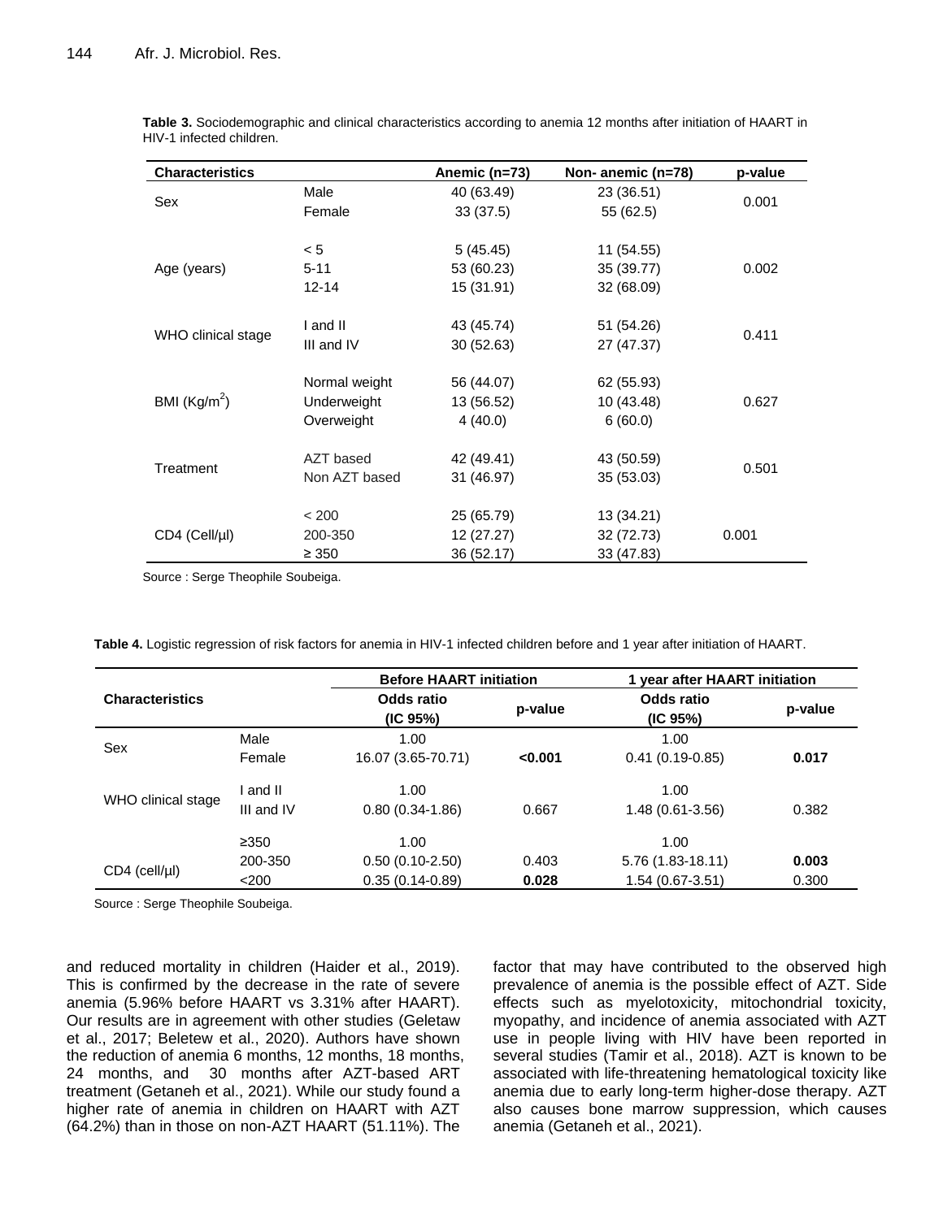**Table 3.** Sociodemographic and clinical characteristics according to anemia 12 months after initiation of HAART in HIV-1 infected children.

| Characteristics | | Anemic (n=73) | Non- anemic (n=78) | p-value |
|---|---|---|---|---|
| Sex | Male | 40 (63.49) | 23 (36.51) | 0.001 |
| | Female | 33 (37.5) | 55 (62.5) | |
| Age (years) | < 5 | 5 (45.45) | 11 (54.55) | 0.002 |
| | 5-11 | 53 (60.23) | 35 (39.77) | |
| | 12-14 | 15 (31.91) | 32 (68.09) | |
| WHO clinical stage | I and II | 43 (45.74) | 51 (54.26) | 0.411 |
| | III and IV | 30 (52.63) | 27 (47.37) | |
| BMI (Kg/m$^2$) | Normal weight | 56 (44.07) | 62 (55.93) | 0.627 |
| | Underweight | 13 (56.52) | 10 (43.48) | |
| | Overweight | 4 (40.0) | 6 (60.0) | |
| Treatment | AZT based | 42 (49.41) | 43 (50.59) | 0.501 |
| | Non AZT based | 31 (46.97) | 35 (53.03) | |
| CD4 (Cell/µl) | < 200 | 25 (65.79) | 13 (34.21) | 0.001 |
| | 200-350 | 12 (27.27) | 32 (72.73) | |
| | ≥ 350 | 36 (52.17) | 33 (47.83) | |

Source : Serge Theophile Soubeiga.

**Table 4.** Logistic regression of risk factors for anemia in HIV-1 infected children before and 1 year after initiation of HAART.

| Characteristics | | Before HAART initiation | | 1 year after HAART initiation | |
|---|---|---|---|---|---|
| | | Odds ratio (IC 95%) | p-value | Odds ratio (IC 95%) | p-value |
| Sex | Male | 1.00 | | 1.00 | |
| | Female | 16.07 (3.65-70.71) | **<0.001** | 0.41 (0.19-0.85) | **0.017** |
| WHO clinical stage | I and II | 1.00 | | 1.00 | |
| | III and IV | 0.80 (0.34-1.86) | 0.667 | 1.48 (0.61-3.56) | 0.382 |
| CD4 (cell/µl) | ≥350 | 1.00 | | 1.00 | |
| | 200-350 | 0.50 (0.10-2.50) | 0.403 | 5.76 (1.83-18.11) | **0.003** |
| | <200 | 0.35 (0.14-0.89) | **0.028** | 1.54 (0.67-3.51) | 0.300 |

Source : Serge Theophile Soubeiga.

and reduced mortality in children (Haider et al., 2019). This is confirmed by the decrease in the rate of severe anemia (5.96% before HAART vs 3.31% after HAART). Our results are in agreement with other studies (Geletaw et al., 2017; Beletew et al., 2020). Authors have shown the reduction of anemia 6 months, 12 months, 18 months, 24 months, and 30 months after AZT-based ART treatment (Getaneh et al., 2021). While our study found a higher rate of anemia in children on HAART with AZT (64.2%) than in those on non-AZT HAART (51.11%). The factor that may have contributed to the observed high prevalence of anemia is the possible effect of AZT. Side effects such as myelotoxicity, mitochondrial toxicity, myopathy, and incidence of anemia associated with AZT use in people living with HIV have been reported in several studies (Tamir et al., 2018). AZT is known to be associated with life-threatening hematological toxicity like anemia due to early long-term higher-dose therapy. AZT also causes bone marrow suppression, which causes anemia (Getaneh et al., 2021).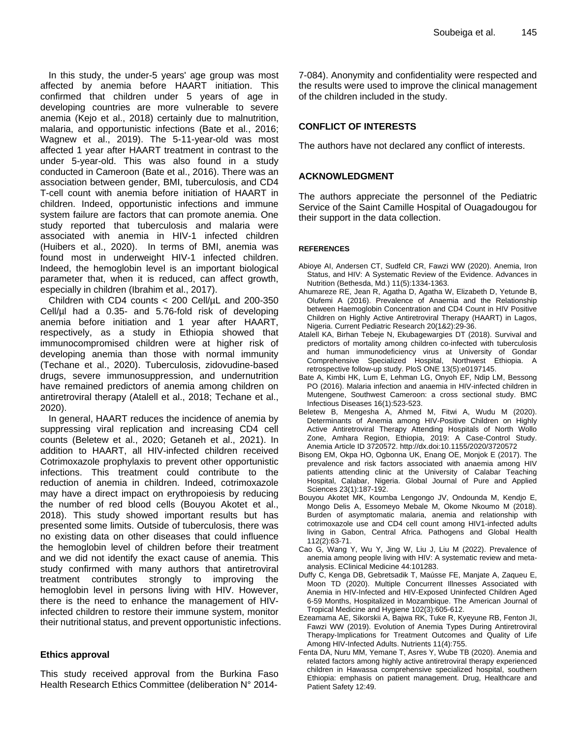In this study, the under-5 years' age group was most affected by anemia before HAART initiation. This confirmed that children under 5 years of age in developing countries are more vulnerable to severe anemia (Kejo et al., 2018) certainly due to malnutrition, malaria, and opportunistic infections (Bate et al., 2016; Wagnew et al., 2019). The 5-11-year-old was most affected 1 year after HAART treatment in contrast to the under 5-year-old. This was also found in a study conducted in Cameroon (Bate et al., 2016). There was an association between gender, BMI, tuberculosis, and CD4 T-cell count with anemia before initiation of HAART in children. Indeed, opportunistic infections and immune system failure are factors that can promote anemia. One study reported that tuberculosis and malaria were associated with anemia in HIV-1 infected children (Huibers et al., 2020). In terms of BMI, anemia was found most in underweight HIV-1 infected children. Indeed, the hemoglobin level is an important biological parameter that, when it is reduced, can affect growth, especially in children (Ibrahim et al., 2017).

Children with CD4 counts < 200 Cell/µL and 200-350 Cell/µl had a 0.35- and 5.76-fold risk of developing anemia before initiation and 1 year after HAART, respectively, as a study in Ethiopia showed that immunocompromised children were at higher risk of developing anemia than those with normal immunity (Techane et al., 2020). Tuberculosis, zidovudine-based drugs, severe immunosuppression, and undernutrition have remained predictors of anemia among children on antiretroviral therapy (Atalell et al., 2018; Techane et al., 2020).

In general, HAART reduces the incidence of anemia by suppressing viral replication and increasing CD4 cell counts (Beletew et al., 2020; Getaneh et al., 2021). In addition to HAART, all HIV-infected children received Cotrimoxazole prophylaxis to prevent other opportunistic infections. This treatment could contribute to the reduction of anemia in children. Indeed, cotrimoxazole may have a direct impact on erythropoiesis by reducing the number of red blood cells (Bouyou Akotet et al., 2018). This study showed important results but has presented some limits. Outside of tuberculosis, there was no existing data on other diseases that could influence the hemoglobin level of children before their treatment and we did not identify the exact cause of anemia. This study confirmed with many authors that antiretroviral treatment contributes strongly to improving the hemoglobin level in persons living with HIV. However, there is the need to enhance the management of HIV-infected children to restore their immune system, monitor their nutritional status, and prevent opportunistic infections.

## Ethics approval

This study received approval from the Burkina Faso Health Research Ethics Committee (deliberation N° 2014-7-084). Anonymity and confidentiality were respected and the results were used to improve the clinical management of the children included in the study.

## CONFLICT OF INTERESTS

The authors have not declared any conflict of interests.

## ACKNOWLEDGMENT

The authors appreciate the personnel of the Pediatric Service of the Saint Camille Hospital of Ouagadougou for their support in the data collection.

## REFERENCES

Abioye AI, Andersen CT, Sudfeld CR, Fawzi WW (2020). Anemia, Iron Status, and HIV: A Systematic Review of the Evidence. Advances in Nutrition (Bethesda, Md.) 11(5):1334-1363.

Ahumareze RE, Jean R, Agatha D, Agatha W, Elizabeth D, Yetunde B, Olufemi A (2016). Prevalence of Anaemia and the Relationship between Haemoglobin Concentration and CD4 Count in HIV Positive Children on Highly Active Antiretroviral Therapy (HAART) in Lagos, Nigeria. Current Pediatric Research 20(1&2):29-36.

Atalell KA, Birhan Tebeje N, Ekubagewargies DT (2018). Survival and predictors of mortality among children co-infected with tuberculosis and human immunodeficiency virus at University of Gondar Comprehensive Specialized Hospital, Northwest Ethiopia. A retrospective follow-up study. PloS ONE 13(5):e0197145.

Bate A, Kimbi HK, Lum E, Lehman LG, Onyoh EF, Ndip LM, Bessong PO (2016). Malaria infection and anaemia in HIV-infected children in Mutengene, Southwest Cameroon: a cross sectional study. BMC Infectious Diseases 16(1):523-523.

Beletew B, Mengesha A, Ahmed M, Fitwi A, Wudu M (2020). Determinants of Anemia among HIV-Positive Children on Highly Active Antiretroviral Therapy Attending Hospitals of North Wollo Zone, Amhara Region, Ethiopia, 2019: A Case-Control Study. Anemia Article ID 3720572. http://dx.doi:10.1155/2020/3720572

Bisong EM, Okpa HO, Ogbonna UK, Enang OE, Monjok E (2017). The prevalence and risk factors associated with anaemia among HIV patients attending clinic at the University of Calabar Teaching Hospital, Calabar, Nigeria. Global Journal of Pure and Applied Sciences 23(1):187-192.

Bouyou Akotet MK, Koumba Lengongo JV, Ondounda M, Kendjo E, Mongo Delis A, Essomeyo Mebale M, Okome Nkoumo M (2018). Burden of asymptomatic malaria, anemia and relationship with cotrimoxazole use and CD4 cell count among HIV1-infected adults living in Gabon, Central Africa. Pathogens and Global Health 112(2):63-71.

Cao G, Wang Y, Wu Y, Jing W, Liu J, Liu M (2022). Prevalence of anemia among people living with HIV: A systematic review and meta-analysis. EClinical Medicine 44:101283.

Duffy C, Kenga DB, Gebretsadik T, Maússe FE, Manjate A, Zaqueu E, Moon TD (2020). Multiple Concurrent Illnesses Associated with Anemia in HIV-Infected and HIV-Exposed Uninfected Children Aged 6-59 Months, Hospitalized in Mozambique. The American Journal of Tropical Medicine and Hygiene 102(3):605-612.

Ezeamama AE, Sikorskii A, Bajwa RK, Tuke R, Kyeyune RB, Fenton JI, Fawzi WW (2019). Evolution of Anemia Types During Antiretroviral Therapy-Implications for Treatment Outcomes and Quality of Life Among HIV-Infected Adults. Nutrients 11(4):755.

Fenta DA, Nuru MM, Yemane T, Asres Y, Wube TB (2020). Anemia and related factors among highly active antiretroviral therapy experienced children in Hawassa comprehensive specialized hospital, southern Ethiopia: emphasis on patient management. Drug, Healthcare and Patient Safety 12:49.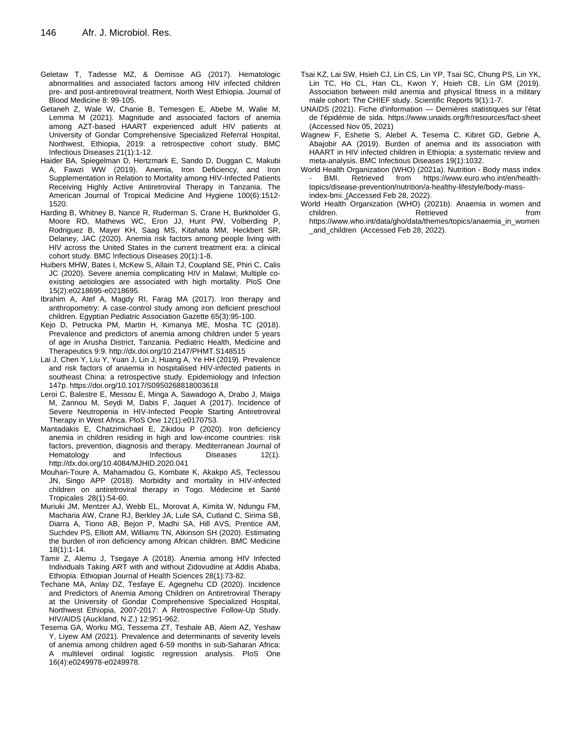Geletaw T, Tadesse MZ, & Demisse AG (2017). Hematologic abnormalities and associated factors among HIV infected children pre- and post-antiretroviral treatment, North West Ethiopia. Journal of Blood Medicine 8: 99-105.

Getaneh Z, Wale W, Chanie B, Temesgen E, Abebe M, Walie M, Lemma M (2021). Magnitude and associated factors of anemia among AZT-based HAART experienced adult HIV patients at University of Gondar Comprehensive Specialized Referral Hospital, Northwest, Ethiopia, 2019: a retrospective cohort study. BMC Infectious Diseases 21(1):1-12.

Haider BA, Spiegelman D, Hertzmark E, Sando D, Duggan C, Makubi A, Fawzi WW (2019). Anemia, Iron Deficiency, and Iron Supplementation in Relation to Mortality among HIV-Infected Patients Receiving Highly Active Antiretroviral Therapy in Tanzania. The American Journal of Tropical Medicine And Hygiene 100(6):1512-1520.

Harding B, Whitney B, Nance R, Ruderman S, Crane H, Burkholder G, Moore RD, Mathews WC, Eron JJ, Hunt PW, Volberding P, Rodriguez B, Mayer KH, Saag MS, Kitahata MM, Heckbert SR, Delaney, JAC (2020). Anemia risk factors among people living with HIV across the United States in the current treatment era: a clinical cohort study. BMC Infectious Diseases 20(1):1-8.

Huibers MHW, Bates I, McKew S, Allain TJ, Coupland SE, Phiri C, Calis JC (2020). Severe anemia complicating HIV in Malawi; Multiple co-existing aetiologies are associated with high mortality. PloS One 15(2):e0218695-e0218695.

Ibrahim A, Atef A, Magdy RI, Farag MA (2017). Iron therapy and anthropometry: A case-control study among iron deficient preschool children. Egyptian Pediatric Association Gazette 65(3):95-100.

Kejo D, Petrucka PM, Martin H, Kimanya ME, Mosha TC (2018). Prevalence and predictors of anemia among children under 5 years of age in Arusha District, Tanzania. Pediatric Health, Medicine and Therapeutics 9:9. http://dx.doi.org/10.2147/PHMT.S148515

Lai J, Chen Y, Liu Y, Yuan J, Lin J, Huang A, Ye HH (2019). Prevalence and risk factors of anaemia in hospitalised HIV-infected patients in southeast China: a retrospective study. Epidemiology and Infection 147p. https://doi.org/10.1017/S0950268818003618

Leroi C, Balestre E, Messou E, Minga A, Sawadogo A, Drabo J, Maiga M, Zannou M, Seydi M, Dabis F, Jaquet A (2017). Incidence of Severe Neutropenia in HIV-Infected People Starting Antiretroviral Therapy in West Africa. PloS One 12(1):e0170753.

Mantadakis E, Chatzimichael E, Zikidou P (2020). Iron deficiency anemia in children residing in high and low-income countries: risk factors, prevention, diagnosis and therapy. Mediterranean Journal of Hematology and Infectious Diseases 12(1). http://dx.doi.org/10.4084/MJHID.2020.041

Mouhari-Toure A, Mahamadou G, Kombate K, Akakpo AS, Teclessou JN, Singo APP (2018). Morbidity and mortality in HIV-infected children on antiretroviral therapy in Togo. Médecine et Santé Tropicales 28(1):54-60.

Muriuki JM, Mentzer AJ, Webb EL, Morovat A, Kimita W, Ndungu FM, Macharia AW, Crane RJ, Berkley JA, Lule SA, Cutland C, Sirima SB, Diarra A, Tiono AB, Bejon P, Madhi SA, Hill AVS, Prentice AM, Suchdev PS, Elliott AM, Williams TN, Atkinson SH (2020). Estimating the burden of iron deficiency among African children. BMC Medicine 18(1):1-14.

Tamir Z, Alemu J, Tsegaye A (2018). Anemia among HIV Infected Individuals Taking ART with and without Zidovudine at Addis Ababa, Ethiopia. Ethiopian Journal of Health Sciences 28(1):73-82.

Techane MA, Anlay DZ, Tesfaye E, Agegnehu CD (2020). Incidence and Predictors of Anemia Among Children on Antiretroviral Therapy at the University of Gondar Comprehensive Specialized Hospital, Northwest Ethiopia, 2007-2017: A Retrospective Follow-Up Study. HIV/AIDS (Auckland, N.Z.) 12:951-962.

Tesema GA, Worku MG, Tessema ZT, Teshale AB, Alem AZ, Yeshaw Y, Liyew AM (2021). Prevalence and determinants of severity levels of anemia among children aged 6-59 months in sub-Saharan Africa: A multilevel ordinal logistic regression analysis. PloS One 16(4):e0249978-e0249978.

Tsai KZ, Lai SW, Hsieh CJ, Lin CS, Lin YP, Tsai SC, Chung PS, Lin YK, Lin TC, Ho CL, Han CL, Kwon Y, Hsieh CB, Lin GM (2019). Association between mild anemia and physical fitness in a military male cohort: The CHIEF study. Scientific Reports 9(1):1-7.

UNAIDS (2021). Fiche d'information — Dernières statistiques sur l'état de l'épidémie de sida. https://www.unaids.org/fr/resources/fact-sheet (Accessed Nov 05, 2021)

Wagnew F, Eshetie S, Alebel A, Tesema C, Kibret GD, Gebrie A, Abajobir AA (2019). Burden of anemia and its association with HAART in HIV infected children in Ethiopia: a systematic review and meta-analysis. BMC Infectious Diseases 19(1):1032.

World Health Organization (WHO) (2021a). Nutrition - Body mass index - BMI. Retrieved from https://www.euro.who.int/en/health-topics/disease-prevention/nutrition/a-healthy-lifestyle/body-mass-index-bmi. (Accessed Feb 28, 2022).

World Health Organization (WHO) (2021b). Anaemia in women and children. Retrieved from https://www.who.int/data/gho/data/themes/topics/anaemia_in_women_and_children (Accessed Feb 28, 2022).